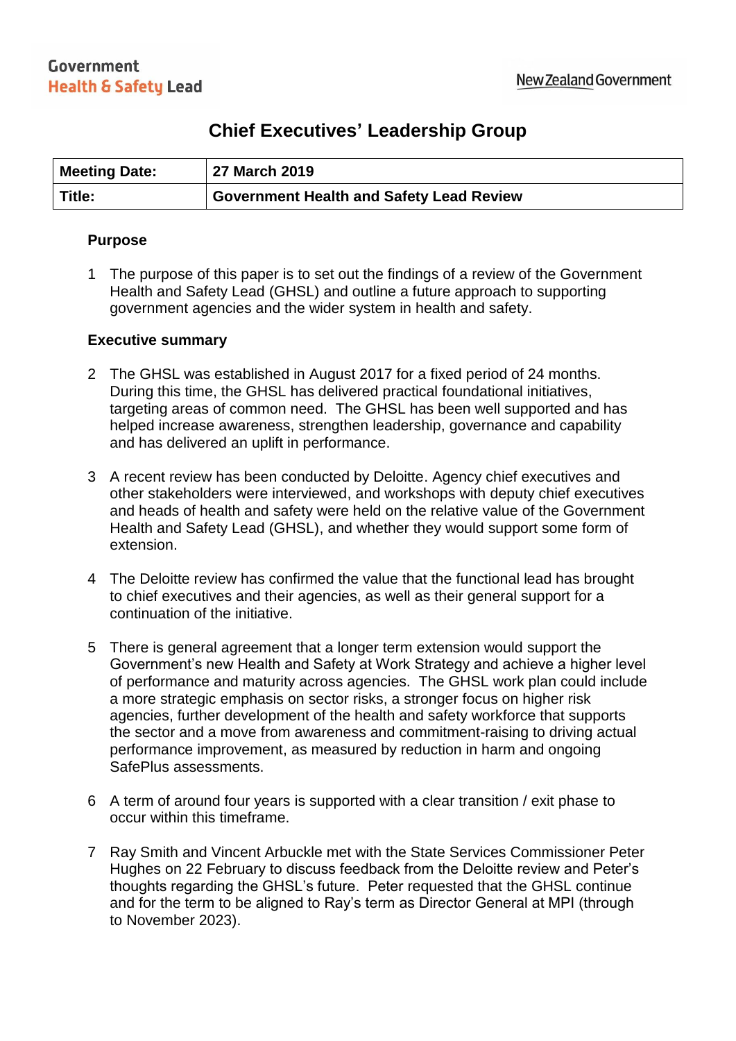Government
Health & Safety Lead

New Zealand Government

# Chief Executives' Leadership Group

| Meeting Date: | 27 March 2019 |
| --- | --- |
| Title: | Government Health and Safety Lead Review |

## Purpose

1 The purpose of this paper is to set out the findings of a review of the Government Health and Safety Lead (GHSL) and outline a future approach to supporting government agencies and the wider system in health and safety.

## Executive summary

2 The GHSL was established in August 2017 for a fixed period of 24 months. During this time, the GHSL has delivered practical foundational initiatives, targeting areas of common need. The GHSL has been well supported and has helped increase awareness, strengthen leadership, governance and capability and has delivered an uplift in performance.

3 A recent review has been conducted by Deloitte. Agency chief executives and other stakeholders were interviewed, and workshops with deputy chief executives and heads of health and safety were held on the relative value of the Government Health and Safety Lead (GHSL), and whether they would support some form of extension.

4 The Deloitte review has confirmed the value that the functional lead has brought to chief executives and their agencies, as well as their general support for a continuation of the initiative.

5 There is general agreement that a longer term extension would support the Government's new Health and Safety at Work Strategy and achieve a higher level of performance and maturity across agencies. The GHSL work plan could include a more strategic emphasis on sector risks, a stronger focus on higher risk agencies, further development of the health and safety workforce that supports the sector and a move from awareness and commitment-raising to driving actual performance improvement, as measured by reduction in harm and ongoing SafePlus assessments.

6 A term of around four years is supported with a clear transition / exit phase to occur within this timeframe.

7 Ray Smith and Vincent Arbuckle met with the State Services Commissioner Peter Hughes on 22 February to discuss feedback from the Deloitte review and Peter's thoughts regarding the GHSL's future. Peter requested that the GHSL continue and for the term to be aligned to Ray's term as Director General at MPI (through to November 2023).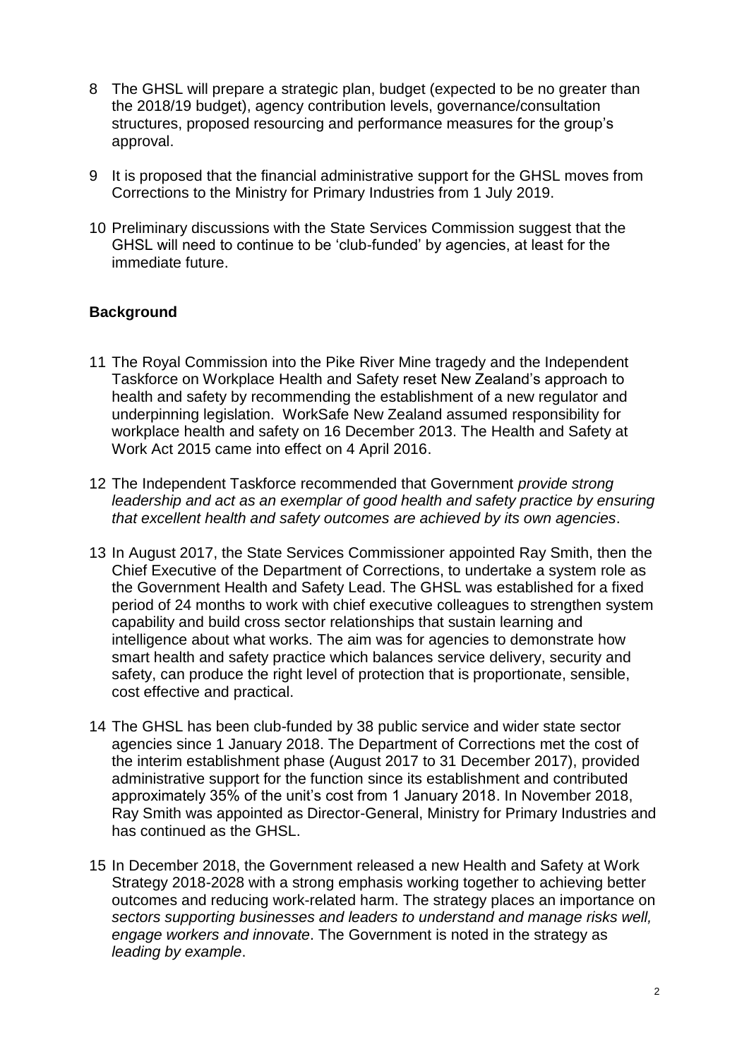8 The GHSL will prepare a strategic plan, budget (expected to be no greater than the 2018/19 budget), agency contribution levels, governance/consultation structures, proposed resourcing and performance measures for the group's approval.

9 It is proposed that the financial administrative support for the GHSL moves from Corrections to the Ministry for Primary Industries from 1 July 2019.

10 Preliminary discussions with the State Services Commission suggest that the GHSL will need to continue to be 'club-funded' by agencies, at least for the immediate future.

**Background**

11 The Royal Commission into the Pike River Mine tragedy and the Independent Taskforce on Workplace Health and Safety reset New Zealand's approach to health and safety by recommending the establishment of a new regulator and underpinning legislation. WorkSafe New Zealand assumed responsibility for workplace health and safety on 16 December 2013. The Health and Safety at Work Act 2015 came into effect on 4 April 2016.

12 The Independent Taskforce recommended that Government *provide strong leadership and act as an exemplar of good health and safety practice by ensuring that excellent health and safety outcomes are achieved by its own agencies*.

13 In August 2017, the State Services Commissioner appointed Ray Smith, then the Chief Executive of the Department of Corrections, to undertake a system role as the Government Health and Safety Lead. The GHSL was established for a fixed period of 24 months to work with chief executive colleagues to strengthen system capability and build cross sector relationships that sustain learning and intelligence about what works. The aim was for agencies to demonstrate how smart health and safety practice which balances service delivery, security and safety, can produce the right level of protection that is proportionate, sensible, cost effective and practical.

14 The GHSL has been club-funded by 38 public service and wider state sector agencies since 1 January 2018. The Department of Corrections met the cost of the interim establishment phase (August 2017 to 31 December 2017), provided administrative support for the function since its establishment and contributed approximately 35% of the unit's cost from 1 January 2018. In November 2018, Ray Smith was appointed as Director-General, Ministry for Primary Industries and has continued as the GHSL.

15 In December 2018, the Government released a new Health and Safety at Work Strategy 2018-2028 with a strong emphasis working together to achieving better outcomes and reducing work-related harm. The strategy places an importance on *sectors supporting businesses and leaders to understand and manage risks well, engage workers and innovate*. The Government is noted in the strategy as *leading by example*.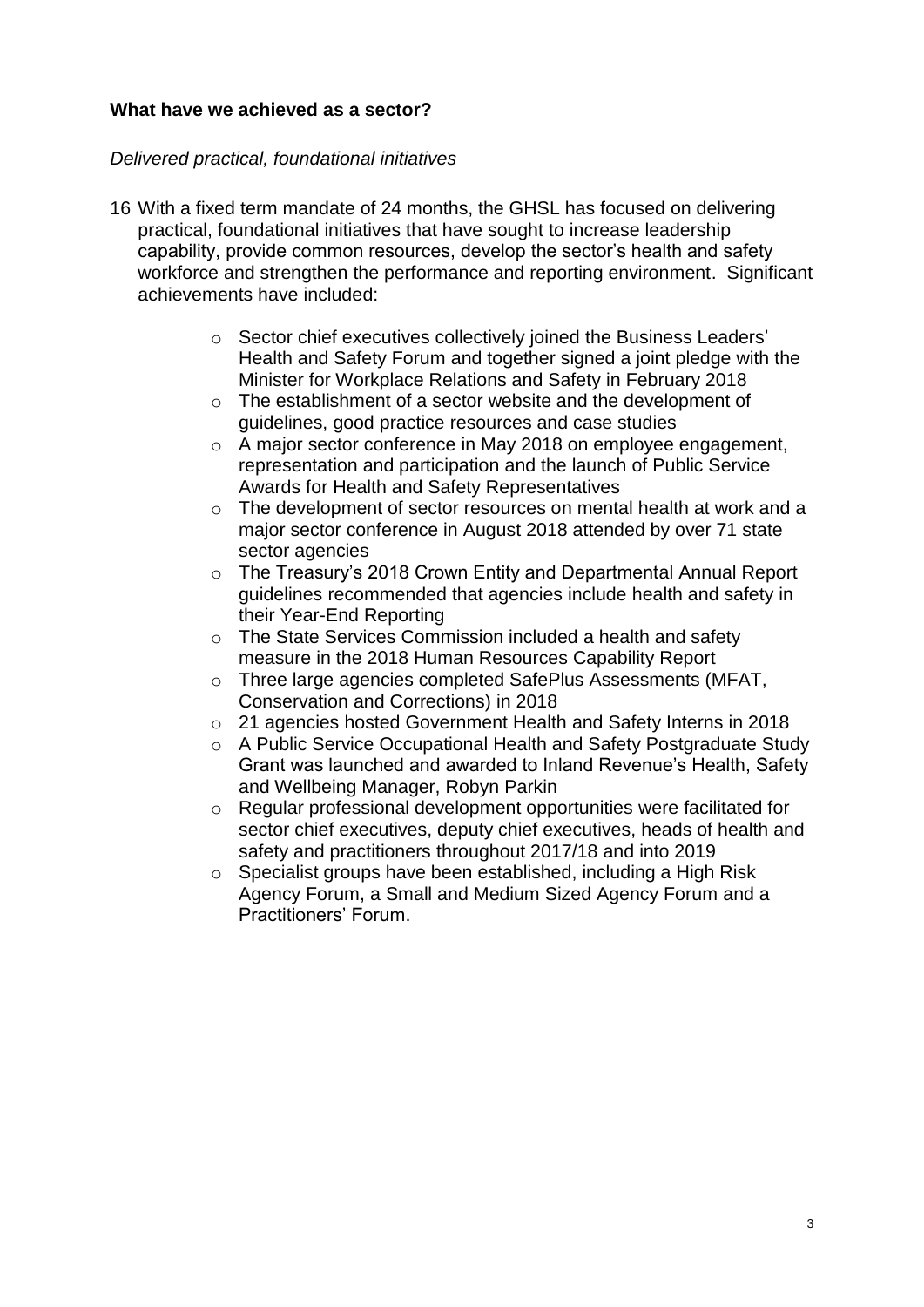**What have we achieved as a sector?**

*Delivered practical, foundational initiatives*

16 With a fixed term mandate of 24 months, the GHSL has focused on delivering practical, foundational initiatives that have sought to increase leadership capability, provide common resources, develop the sector's health and safety workforce and strengthen the performance and reporting environment. Significant achievements have included:

- Sector chief executives collectively joined the Business Leaders' Health and Safety Forum and together signed a joint pledge with the Minister for Workplace Relations and Safety in February 2018
- The establishment of a sector website and the development of guidelines, good practice resources and case studies
- A major sector conference in May 2018 on employee engagement, representation and participation and the launch of Public Service Awards for Health and Safety Representatives
- The development of sector resources on mental health at work and a major sector conference in August 2018 attended by over 71 state sector agencies
- The Treasury's 2018 Crown Entity and Departmental Annual Report guidelines recommended that agencies include health and safety in their Year-End Reporting
- The State Services Commission included a health and safety measure in the 2018 Human Resources Capability Report
- Three large agencies completed SafePlus Assessments (MFAT, Conservation and Corrections) in 2018
- 21 agencies hosted Government Health and Safety Interns in 2018
- A Public Service Occupational Health and Safety Postgraduate Study Grant was launched and awarded to Inland Revenue's Health, Safety and Wellbeing Manager, Robyn Parkin
- Regular professional development opportunities were facilitated for sector chief executives, deputy chief executives, heads of health and safety and practitioners throughout 2017/18 and into 2019
- Specialist groups have been established, including a High Risk Agency Forum, a Small and Medium Sized Agency Forum and a Practitioners' Forum.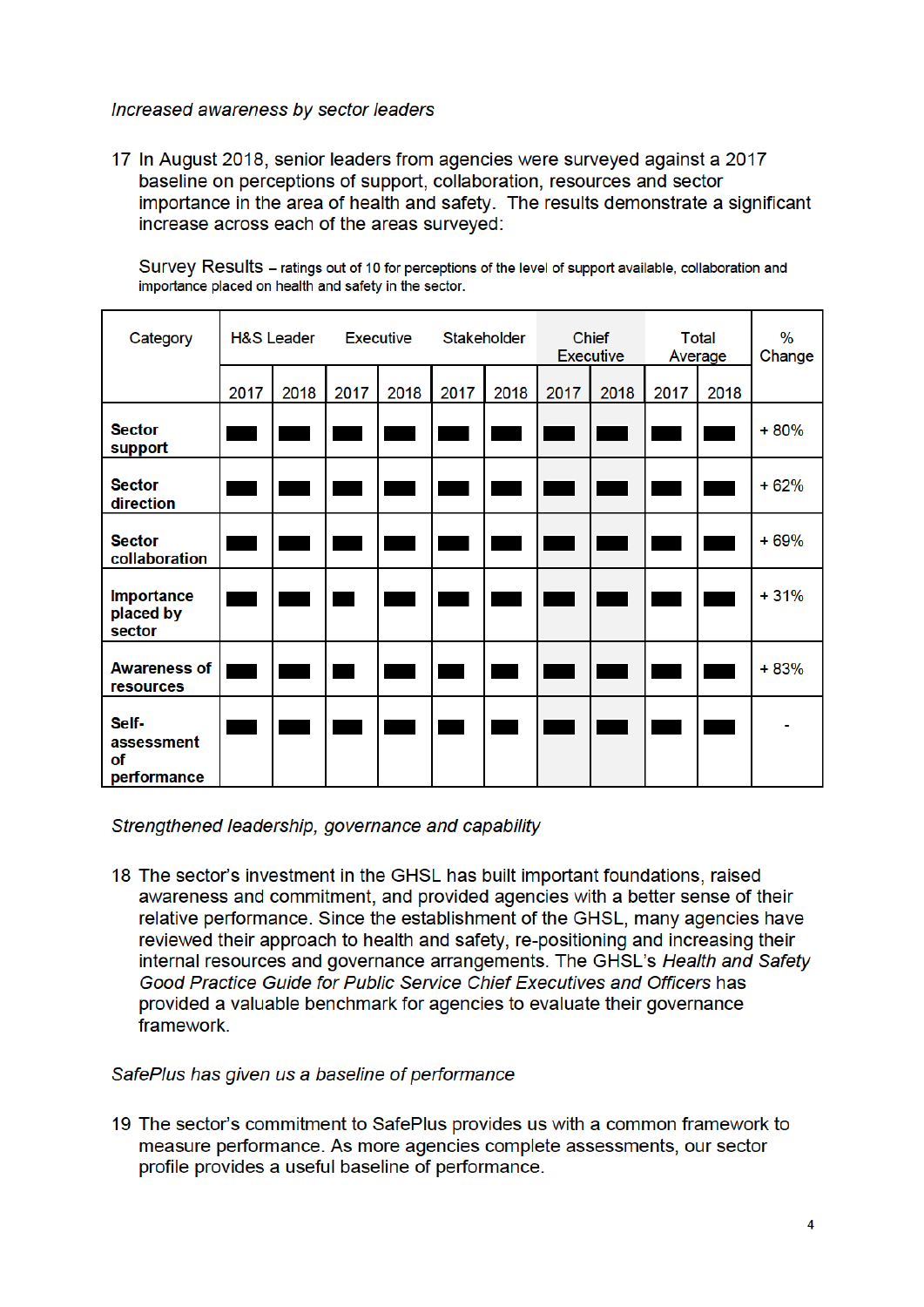*Increased awareness by sector leaders*

17 In August 2018, senior leaders from agencies were surveyed against a 2017 baseline on perceptions of support, collaboration, resources and sector importance in the area of health and safety. The results demonstrate a significant increase across each of the areas surveyed:

Survey Results – ratings out of 10 for perceptions of the level of support available, collaboration and importance placed on health and safety in the sector.

| Category | H&S Leader | | Executive | | Stakeholder | | Chief Executive | | Total Average | | % Change |
|---|---|---|---|---|---|---|---|---|---|---|---|
| | 2017 | 2018 | 2017 | 2018 | 2017 | 2018 | 2017 | 2018 | 2017 | 2018 | |
| **Sector support** | ■■ | ■■ | ■■ | ■■ | ■■ | ■■ | ■■ | ■■ | ■■ | ■■ | + 80% |
| **Sector direction** | ■■ | ■■ | ■■ | ■■ | ■■ | ■■ | ■■ | ■■ | ■■ | ■■ | + 62% |
| **Sector collaboration** | ■■ | ■■ | ■■ | ■■ | ■■ | ■■ | ■■ | ■■ | ■■ | ■■ | + 69% |
| **Importance placed by sector** | ■■ | ■■ | ■■ | ■■ | ■■ | ■■ | ■■ | ■■ | ■■ | ■■ | + 31% |
| **Awareness of resources** | ■■ | ■■ | ■■ | ■■ | ■■ | ■■ | ■■ | ■■ | ■■ | ■■ | + 83% |
| **Self-assessment of performance** | ■■ | ■■ | ■■ | ■■ | ■■ | ■■ | ■■ | ■■ | ■■ | ■■ | - |

*Strengthened leadership, governance and capability*

18 The sector's investment in the GHSL has built important foundations, raised awareness and commitment, and provided agencies with a better sense of their relative performance. Since the establishment of the GHSL, many agencies have reviewed their approach to health and safety, re-positioning and increasing their internal resources and governance arrangements. The GHSL's *Health and Safety Good Practice Guide for Public Service Chief Executives and Officers* has provided a valuable benchmark for agencies to evaluate their governance framework.

*SafePlus has given us a baseline of performance*

19 The sector's commitment to SafePlus provides us with a common framework to measure performance. As more agencies complete assessments, our sector profile provides a useful baseline of performance.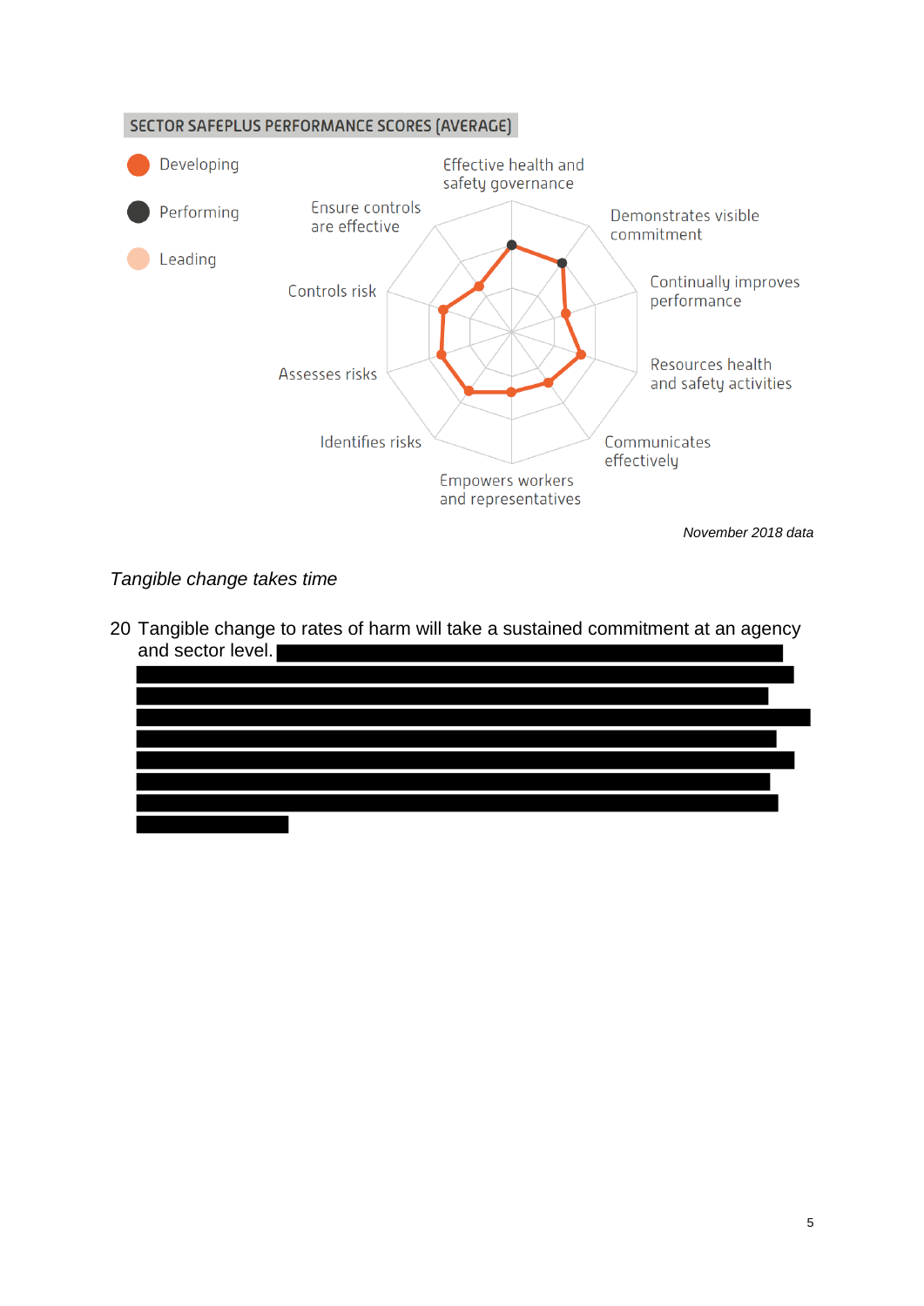SECTOR SAFEPLUS PERFORMANCE SCORES (AVERAGE)

- Developing
- Performing
- Leading

Effective health and safety governance

Demonstrates visible commitment

Continually improves performance

Resources health and safety activities

Communicates effectively

Empowers workers and representatives

Identifies risks

Assesses risks

Controls risk

Ensure controls are effective

*November 2018 data*

*Tangible change takes time*

20 Tangible change to rates of harm will take a sustained commitment at an agency and sector level.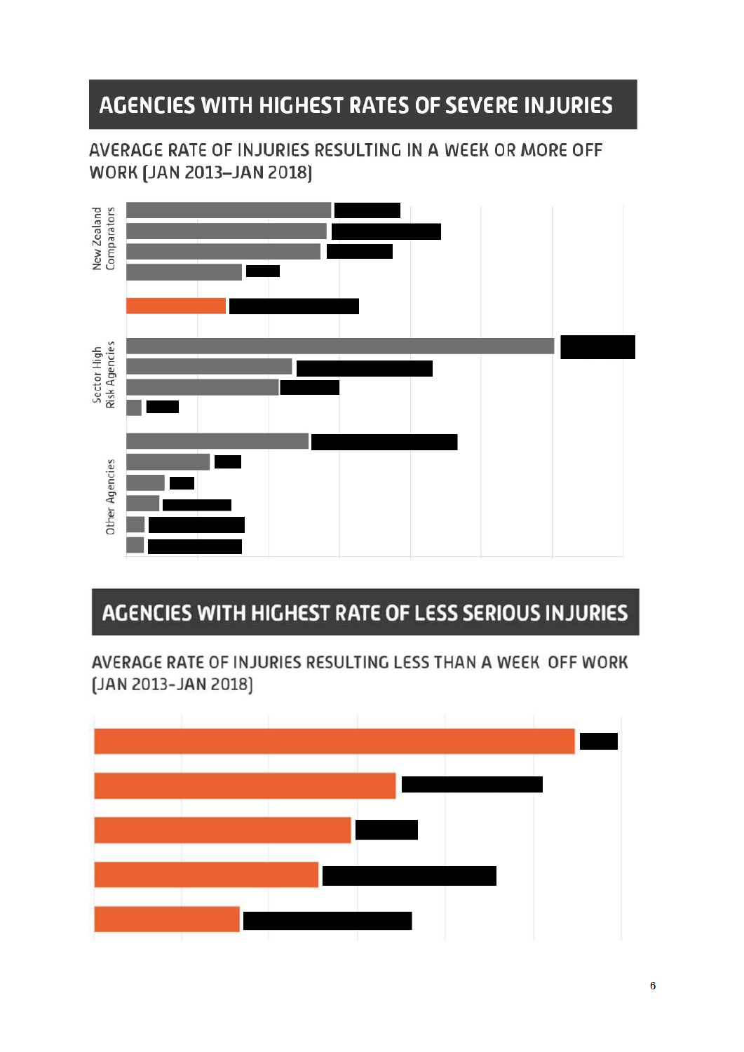## AGENCIES WITH HIGHEST RATES OF SEVERE INJURIES

AVERAGE RATE OF INJURIES RESULTING IN A WEEK OR MORE OFF WORK (JAN 2013–JAN 2018)

New Zealand Comparators

Sector High Risk Agencies

Other Agencies

## AGENCIES WITH HIGHEST RATE OF LESS SERIOUS INJURIES

AVERAGE RATE OF INJURIES RESULTING LESS THAN A WEEK OFF WORK (JAN 2013-JAN 2018)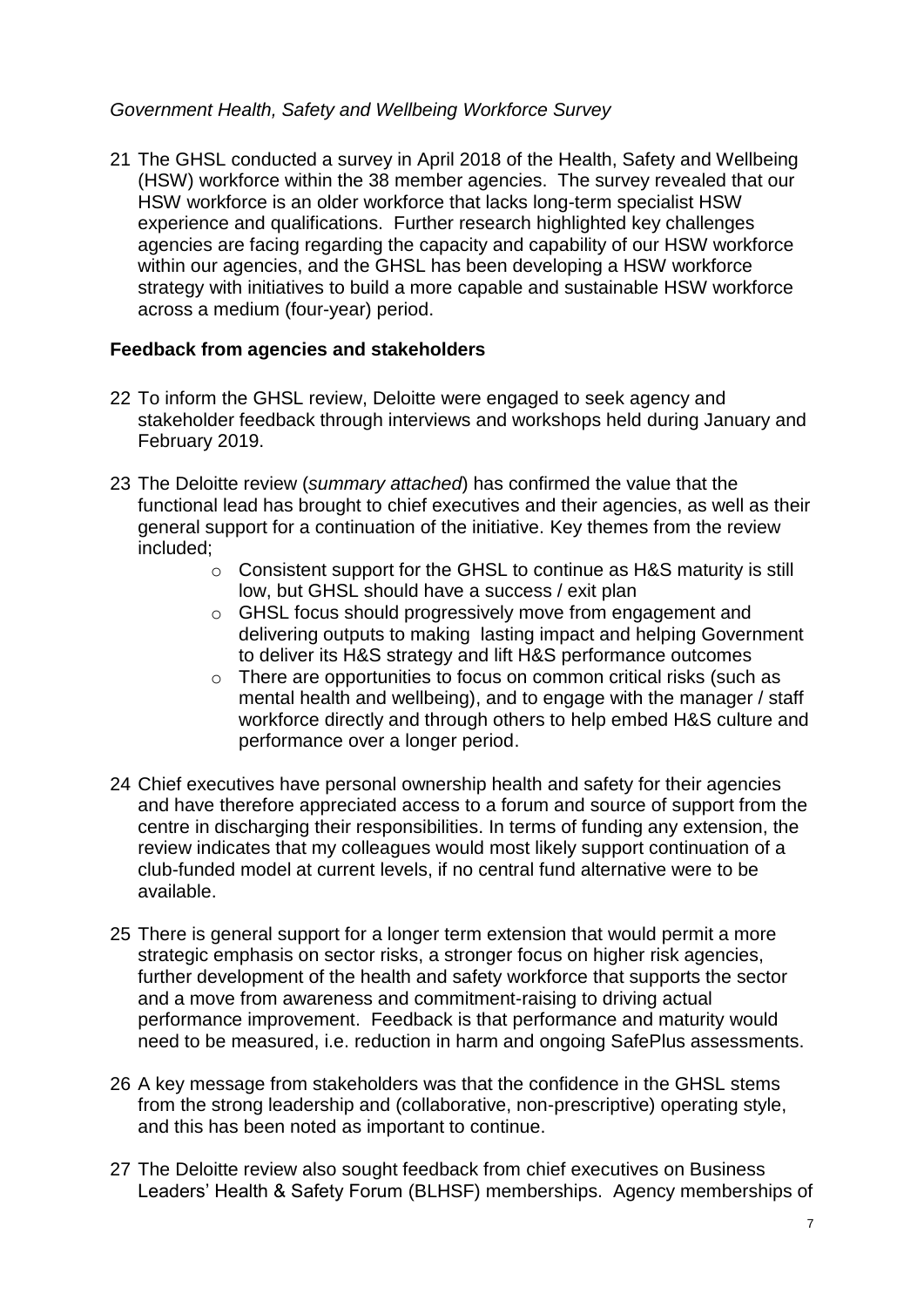*Government Health, Safety and Wellbeing Workforce Survey*

21 The GHSL conducted a survey in April 2018 of the Health, Safety and Wellbeing (HSW) workforce within the 38 member agencies. The survey revealed that our HSW workforce is an older workforce that lacks long-term specialist HSW experience and qualifications. Further research highlighted key challenges agencies are facing regarding the capacity and capability of our HSW workforce within our agencies, and the GHSL has been developing a HSW workforce strategy with initiatives to build a more capable and sustainable HSW workforce across a medium (four-year) period.

**Feedback from agencies and stakeholders**

22 To inform the GHSL review, Deloitte were engaged to seek agency and stakeholder feedback through interviews and workshops held during January and February 2019.

23 The Deloitte review (*summary attached*) has confirmed the value that the functional lead has brought to chief executives and their agencies, as well as their general support for a continuation of the initiative. Key themes from the review included;

- Consistent support for the GHSL to continue as H&S maturity is still low, but GHSL should have a success / exit plan
- GHSL focus should progressively move from engagement and delivering outputs to making lasting impact and helping Government to deliver its H&S strategy and lift H&S performance outcomes
- There are opportunities to focus on common critical risks (such as mental health and wellbeing), and to engage with the manager / staff workforce directly and through others to help embed H&S culture and performance over a longer period.

24 Chief executives have personal ownership health and safety for their agencies and have therefore appreciated access to a forum and source of support from the centre in discharging their responsibilities. In terms of funding any extension, the review indicates that my colleagues would most likely support continuation of a club-funded model at current levels, if no central fund alternative were to be available.

25 There is general support for a longer term extension that would permit a more strategic emphasis on sector risks, a stronger focus on higher risk agencies, further development of the health and safety workforce that supports the sector and a move from awareness and commitment-raising to driving actual performance improvement. Feedback is that performance and maturity would need to be measured, i.e. reduction in harm and ongoing SafePlus assessments.

26 A key message from stakeholders was that the confidence in the GHSL stems from the strong leadership and (collaborative, non-prescriptive) operating style, and this has been noted as important to continue.

27 The Deloitte review also sought feedback from chief executives on Business Leaders' Health & Safety Forum (BLHSF) memberships. Agency memberships of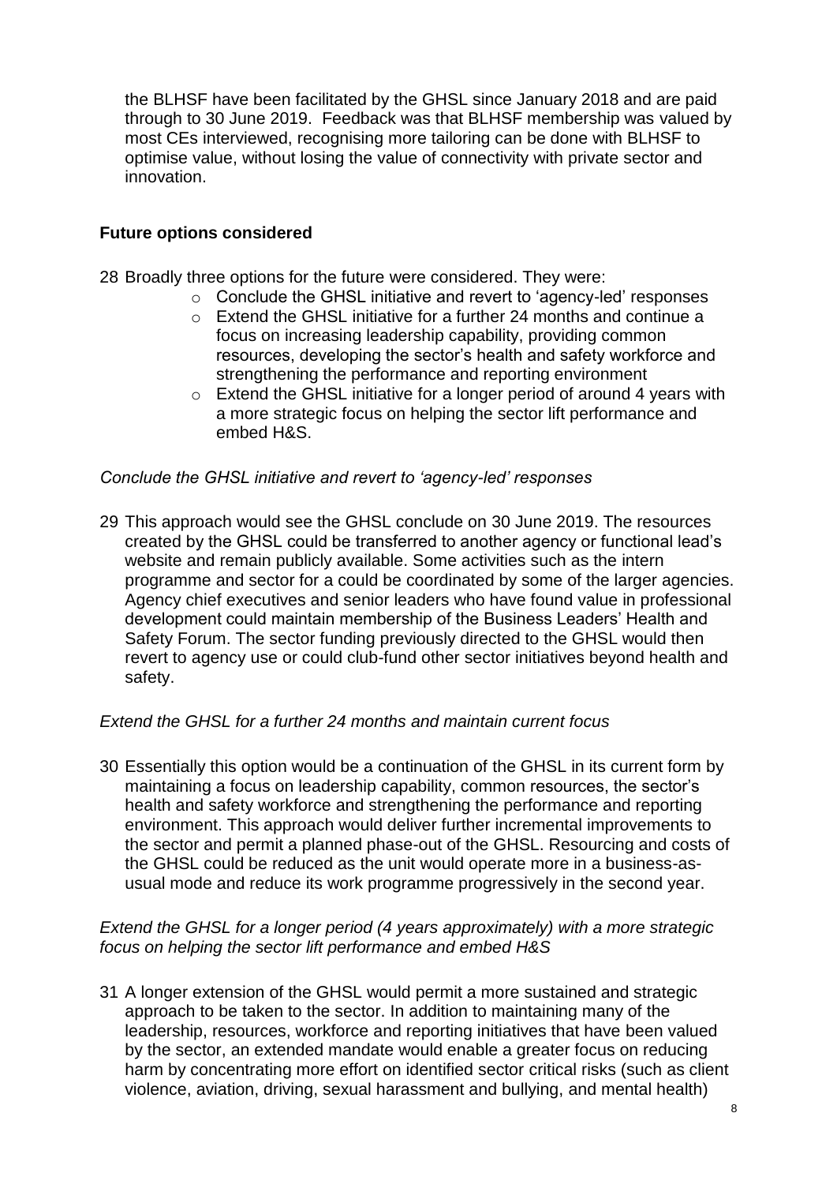the BLHSF have been facilitated by the GHSL since January 2018 and are paid through to 30 June 2019. Feedback was that BLHSF membership was valued by most CEs interviewed, recognising more tailoring can be done with BLHSF to optimise value, without losing the value of connectivity with private sector and innovation.

## Future options considered

28 Broadly three options for the future were considered. They were:

- Conclude the GHSL initiative and revert to 'agency-led' responses
- Extend the GHSL initiative for a further 24 months and continue a focus on increasing leadership capability, providing common resources, developing the sector's health and safety workforce and strengthening the performance and reporting environment
- Extend the GHSL initiative for a longer period of around 4 years with a more strategic focus on helping the sector lift performance and embed H&S.

*Conclude the GHSL initiative and revert to 'agency-led' responses*

29 This approach would see the GHSL conclude on 30 June 2019. The resources created by the GHSL could be transferred to another agency or functional lead's website and remain publicly available. Some activities such as the intern programme and sector for a could be coordinated by some of the larger agencies. Agency chief executives and senior leaders who have found value in professional development could maintain membership of the Business Leaders' Health and Safety Forum. The sector funding previously directed to the GHSL would then revert to agency use or could club-fund other sector initiatives beyond health and safety.

*Extend the GHSL for a further 24 months and maintain current focus*

30 Essentially this option would be a continuation of the GHSL in its current form by maintaining a focus on leadership capability, common resources, the sector's health and safety workforce and strengthening the performance and reporting environment. This approach would deliver further incremental improvements to the sector and permit a planned phase-out of the GHSL. Resourcing and costs of the GHSL could be reduced as the unit would operate more in a business-as-usual mode and reduce its work programme progressively in the second year.

*Extend the GHSL for a longer period (4 years approximately) with a more strategic focus on helping the sector lift performance and embed H&S*

31 A longer extension of the GHSL would permit a more sustained and strategic approach to be taken to the sector. In addition to maintaining many of the leadership, resources, workforce and reporting initiatives that have been valued by the sector, an extended mandate would enable a greater focus on reducing harm by concentrating more effort on identified sector critical risks (such as client violence, aviation, driving, sexual harassment and bullying, and mental health)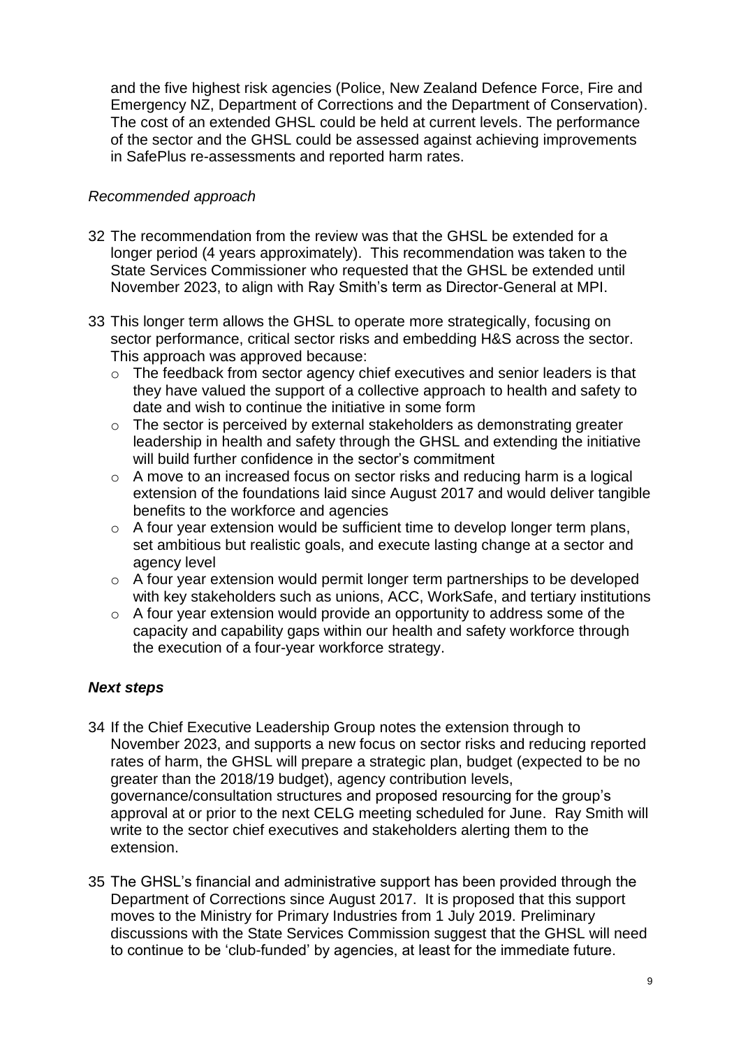and the five highest risk agencies (Police, New Zealand Defence Force, Fire and Emergency NZ, Department of Corrections and the Department of Conservation). The cost of an extended GHSL could be held at current levels. The performance of the sector and the GHSL could be assessed against achieving improvements in SafePlus re-assessments and reported harm rates.

*Recommended approach*

32 The recommendation from the review was that the GHSL be extended for a longer period (4 years approximately). This recommendation was taken to the State Services Commissioner who requested that the GHSL be extended until November 2023, to align with Ray Smith's term as Director-General at MPI.

33 This longer term allows the GHSL to operate more strategically, focusing on sector performance, critical sector risks and embedding H&S across the sector. This approach was approved because:

- The feedback from sector agency chief executives and senior leaders is that they have valued the support of a collective approach to health and safety to date and wish to continue the initiative in some form
- The sector is perceived by external stakeholders as demonstrating greater leadership in health and safety through the GHSL and extending the initiative will build further confidence in the sector's commitment
- A move to an increased focus on sector risks and reducing harm is a logical extension of the foundations laid since August 2017 and would deliver tangible benefits to the workforce and agencies
- A four year extension would be sufficient time to develop longer term plans, set ambitious but realistic goals, and execute lasting change at a sector and agency level
- A four year extension would permit longer term partnerships to be developed with key stakeholders such as unions, ACC, WorkSafe, and tertiary institutions
- A four year extension would provide an opportunity to address some of the capacity and capability gaps within our health and safety workforce through the execution of a four-year workforce strategy.

***Next steps***

34 If the Chief Executive Leadership Group notes the extension through to November 2023, and supports a new focus on sector risks and reducing reported rates of harm, the GHSL will prepare a strategic plan, budget (expected to be no greater than the 2018/19 budget), agency contribution levels, governance/consultation structures and proposed resourcing for the group's approval at or prior to the next CELG meeting scheduled for June. Ray Smith will write to the sector chief executives and stakeholders alerting them to the extension.

35 The GHSL's financial and administrative support has been provided through the Department of Corrections since August 2017. It is proposed that this support moves to the Ministry for Primary Industries from 1 July 2019. Preliminary discussions with the State Services Commission suggest that the GHSL will need to continue to be 'club-funded' by agencies, at least for the immediate future.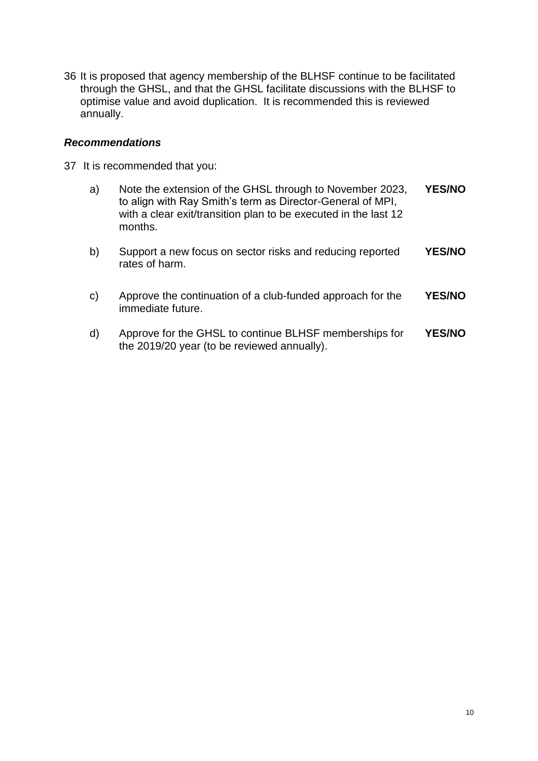36 It is proposed that agency membership of the BLHSF continue to be facilitated through the GHSL, and that the GHSL facilitate discussions with the BLHSF to optimise value and avoid duplication. It is recommended this is reviewed annually.

### *Recommendations*

37 It is recommended that you:

| | | |
|---|---|---|
| a) | Note the extension of the GHSL through to November 2023, to align with Ray Smith's term as Director-General of MPI, with a clear exit/transition plan to be executed in the last 12 months. | **YES/NO** |
| b) | Support a new focus on sector risks and reducing reported rates of harm. | **YES/NO** |
| c) | Approve the continuation of a club-funded approach for the immediate future. | **YES/NO** |
| d) | Approve for the GHSL to continue BLHSF memberships for the 2019/20 year (to be reviewed annually). | **YES/NO** |